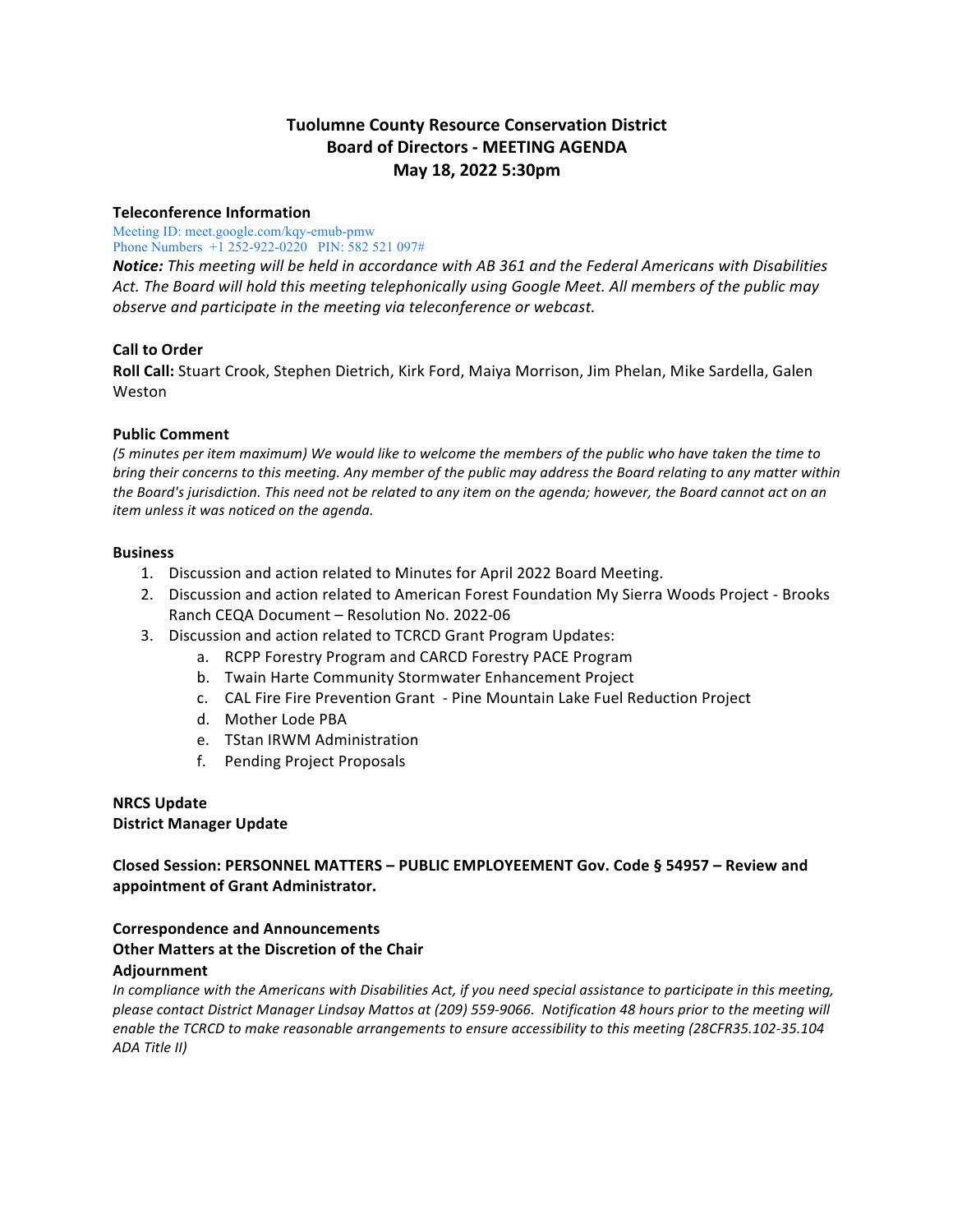# Tuolumne County Resource Conservation District
# Board of Directors - MEETING AGENDA
# May 18, 2022 5:30pm

**Teleconference Information**

Meeting ID: meet.google.com/kqy-emub-pmw
Phone Numbers +1 252-922-0220 PIN: 582 521 097#

***Notice:*** *This meeting will be held in accordance with AB 361 and the Federal Americans with Disabilities Act. The Board will hold this meeting telephonically using Google Meet. All members of the public may observe and participate in the meeting via teleconference or webcast.*

**Call to Order**

**Roll Call:** Stuart Crook, Stephen Dietrich, Kirk Ford, Maiya Morrison, Jim Phelan, Mike Sardella, Galen Weston

**Public Comment**

*(5 minutes per item maximum) We would like to welcome the members of the public who have taken the time to bring their concerns to this meeting. Any member of the public may address the Board relating to any matter within the Board's jurisdiction. This need not be related to any item on the agenda; however, the Board cannot act on an item unless it was noticed on the agenda.*

**Business**

1. Discussion and action related to Minutes for April 2022 Board Meeting.
2. Discussion and action related to American Forest Foundation My Sierra Woods Project - Brooks Ranch CEQA Document – Resolution No. 2022-06
3. Discussion and action related to TCRCD Grant Program Updates:
    a. RCPP Forestry Program and CARCD Forestry PACE Program
    b. Twain Harte Community Stormwater Enhancement Project
    c. CAL Fire Fire Prevention Grant - Pine Mountain Lake Fuel Reduction Project
    d. Mother Lode PBA
    e. TStan IRWM Administration
    f. Pending Project Proposals

**NRCS Update**

**District Manager Update**

**Closed Session: PERSONNEL MATTERS – PUBLIC EMPLOYEEMENT Gov. Code § 54957 – Review and appointment of Grant Administrator.**

**Correspondence and Announcements**

**Other Matters at the Discretion of the Chair**

**Adjournment**

*In compliance with the Americans with Disabilities Act, if you need special assistance to participate in this meeting, please contact District Manager Lindsay Mattos at (209) 559-9066. Notification 48 hours prior to the meeting will enable the TCRCD to make reasonable arrangements to ensure accessibility to this meeting (28CFR35.102-35.104 ADA Title II)*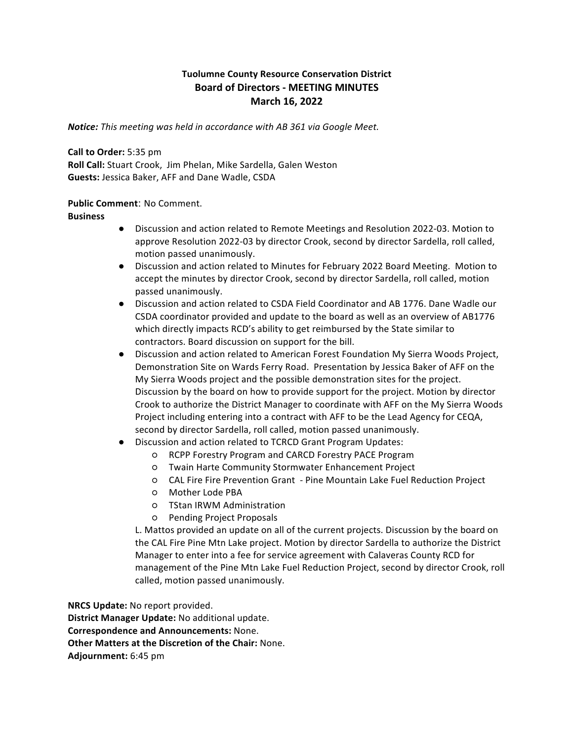**Tuolumne County Resource Conservation District**
**Board of Directors - MEETING MINUTES**
**March 16, 2022**

***Notice:*** *This meeting was held in accordance with AB 361 via Google Meet.*

**Call to Order:** 5:35 pm
**Roll Call:** Stuart Crook, Jim Phelan, Mike Sardella, Galen Weston
**Guests:** Jessica Baker, AFF and Dane Wadle, CSDA

**Public Comment**: No Comment.
**Business**

- Discussion and action related to Remote Meetings and Resolution 2022-03. Motion to approve Resolution 2022-03 by director Crook, second by director Sardella, roll called, motion passed unanimously.
- Discussion and action related to Minutes for February 2022 Board Meeting. Motion to accept the minutes by director Crook, second by director Sardella, roll called, motion passed unanimously.
- Discussion and action related to CSDA Field Coordinator and AB 1776. Dane Wadle our CSDA coordinator provided and update to the board as well as an overview of AB1776 which directly impacts RCD's ability to get reimbursed by the State similar to contractors. Board discussion on support for the bill.
- Discussion and action related to American Forest Foundation My Sierra Woods Project, Demonstration Site on Wards Ferry Road. Presentation by Jessica Baker of AFF on the My Sierra Woods project and the possible demonstration sites for the project. Discussion by the board on how to provide support for the project. Motion by director Crook to authorize the District Manager to coordinate with AFF on the My Sierra Woods Project including entering into a contract with AFF to be the Lead Agency for CEQA, second by director Sardella, roll called, motion passed unanimously.
- Discussion and action related to TCRCD Grant Program Updates:
  - RCPP Forestry Program and CARCD Forestry PACE Program
  - Twain Harte Community Stormwater Enhancement Project
  - CAL Fire Fire Prevention Grant - Pine Mountain Lake Fuel Reduction Project
  - Mother Lode PBA
  - TStan IRWM Administration
  - Pending Project Proposals

  L. Mattos provided an update on all of the current projects. Discussion by the board on the CAL Fire Pine Mtn Lake project. Motion by director Sardella to authorize the District Manager to enter into a fee for service agreement with Calaveras County RCD for management of the Pine Mtn Lake Fuel Reduction Project, second by director Crook, roll called, motion passed unanimously.

**NRCS Update:** No report provided.
**District Manager Update:** No additional update.
**Correspondence and Announcements:** None.
**Other Matters at the Discretion of the Chair:** None.
**Adjournment:** 6:45 pm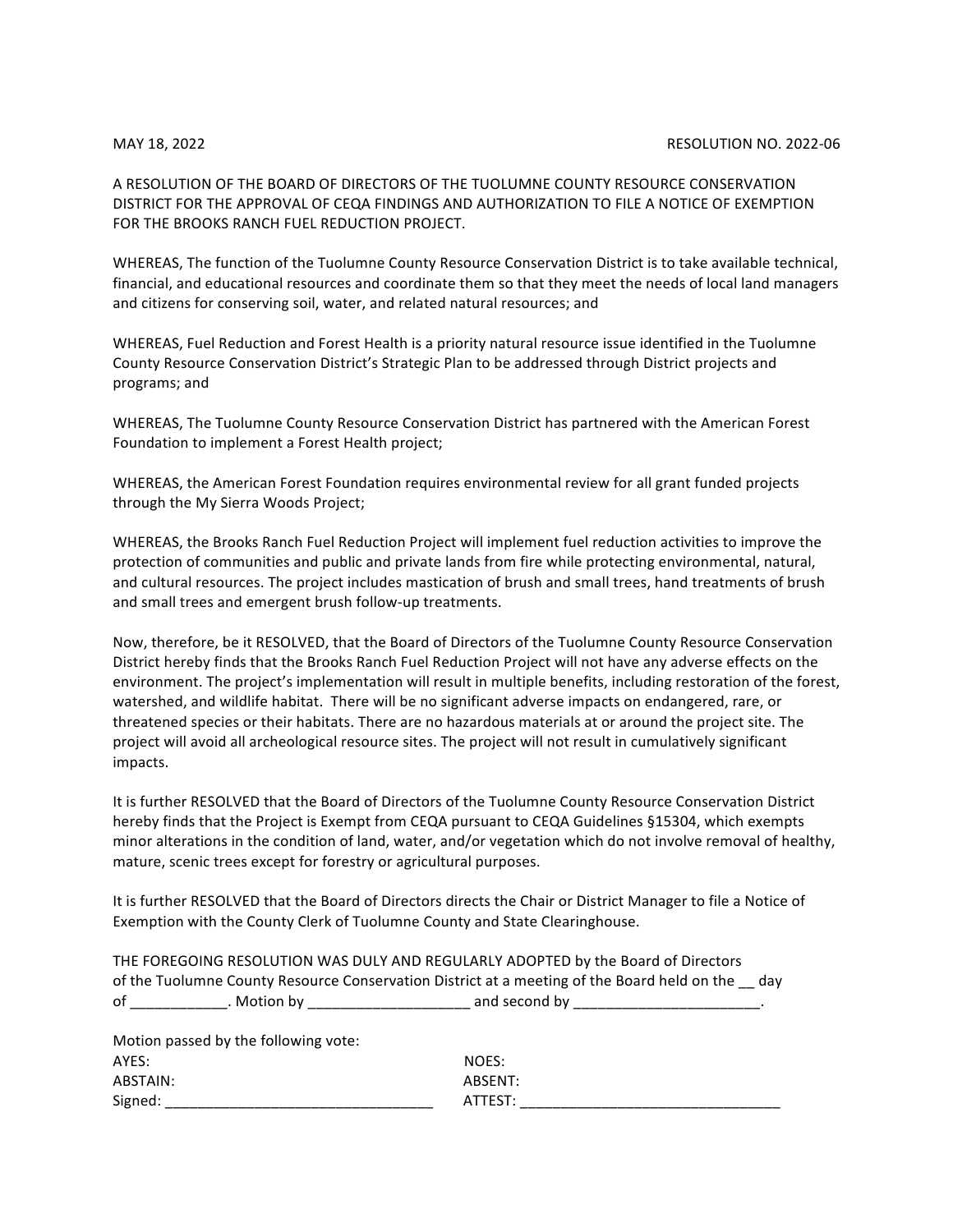MAY 18, 2022 RESOLUTION NO. 2022-06

A RESOLUTION OF THE BOARD OF DIRECTORS OF THE TUOLUMNE COUNTY RESOURCE CONSERVATION DISTRICT FOR THE APPROVAL OF CEQA FINDINGS AND AUTHORIZATION TO FILE A NOTICE OF EXEMPTION FOR THE BROOKS RANCH FUEL REDUCTION PROJECT.

WHEREAS, The function of the Tuolumne County Resource Conservation District is to take available technical, financial, and educational resources and coordinate them so that they meet the needs of local land managers and citizens for conserving soil, water, and related natural resources; and

WHEREAS, Fuel Reduction and Forest Health is a priority natural resource issue identified in the Tuolumne County Resource Conservation District's Strategic Plan to be addressed through District projects and programs; and

WHEREAS, The Tuolumne County Resource Conservation District has partnered with the American Forest Foundation to implement a Forest Health project;

WHEREAS, the American Forest Foundation requires environmental review for all grant funded projects through the My Sierra Woods Project;

WHEREAS, the Brooks Ranch Fuel Reduction Project will implement fuel reduction activities to improve the protection of communities and public and private lands from fire while protecting environmental, natural, and cultural resources. The project includes mastication of brush and small trees, hand treatments of brush and small trees and emergent brush follow-up treatments.

Now, therefore, be it RESOLVED, that the Board of Directors of the Tuolumne County Resource Conservation District hereby finds that the Brooks Ranch Fuel Reduction Project will not have any adverse effects on the environment. The project's implementation will result in multiple benefits, including restoration of the forest, watershed, and wildlife habitat. There will be no significant adverse impacts on endangered, rare, or threatened species or their habitats. There are no hazardous materials at or around the project site. The project will avoid all archeological resource sites. The project will not result in cumulatively significant impacts.

It is further RESOLVED that the Board of Directors of the Tuolumne County Resource Conservation District hereby finds that the Project is Exempt from CEQA pursuant to CEQA Guidelines §15304, which exempts minor alterations in the condition of land, water, and/or vegetation which do not involve removal of healthy, mature, scenic trees except for forestry or agricultural purposes.

It is further RESOLVED that the Board of Directors directs the Chair or District Manager to file a Notice of Exemption with the County Clerk of Tuolumne County and State Clearinghouse.

THE FOREGOING RESOLUTION WAS DULY AND REGULARLY ADOPTED by the Board of Directors of the Tuolumne County Resource Conservation District at a meeting of the Board held on the __ day of ____________. Motion by ____________________ and second by ________________________.

Motion passed by the following vote:

AYES: NOES:

ABSTAIN: ABSENT:

Signed: _________________________________ ATTEST: ________________________________